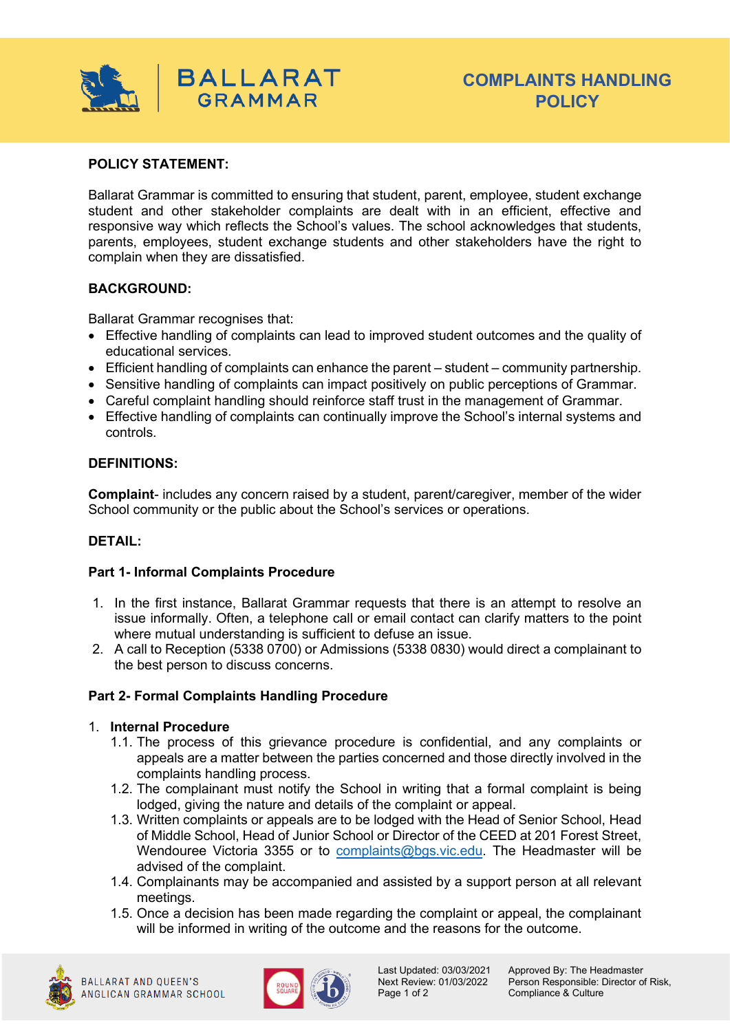# COMPLAINTS HANDLING POLICY

## POLICY STATEMENT:

Ballarat Grammar is committed to ensuring that student, parent, employee, student exchange student and other stakeholder complaints are dealt with in an efficient, effective and responsive way which reflects the School's values. The school acknowledges that students, parents, employees, student exchange students and other stakeholders have the right to complain when they are dissatisfied.

## BACKGROUND:

Ballarat Grammar recognises that:

- Effective handling of complaints can lead to improved student outcomes and the quality of educational services.
- Efficient handling of complaints can enhance the parent – student – community partnership.
- Sensitive handling of complaints can impact positively on public perceptions of Grammar.
- Careful complaint handling should reinforce staff trust in the management of Grammar.
- Effective handling of complaints can continually improve the School's internal systems and controls.

## DEFINITIONS:

**Complaint**- includes any concern raised by a student, parent/caregiver, member of the wider School community or the public about the School's services or operations.

## DETAIL:

### Part 1- Informal Complaints Procedure

1. In the first instance, Ballarat Grammar requests that there is an attempt to resolve an issue informally. Often, a telephone call or email contact can clarify matters to the point where mutual understanding is sufficient to defuse an issue.
2. A call to Reception (5338 0700) or Admissions (5338 0830) would direct a complainant to the best person to discuss concerns.

### Part 2- Formal Complaints Handling Procedure

1. **Internal Procedure**
   1.1. The process of this grievance procedure is confidential, and any complaints or appeals are a matter between the parties concerned and those directly involved in the complaints handling process.
   1.2. The complainant must notify the School in writing that a formal complaint is being lodged, giving the nature and details of the complaint or appeal.
   1.3. Written complaints or appeals are to be lodged with the Head of Senior School, Head of Middle School, Head of Junior School or Director of the CEED at 201 Forest Street, Wendouree Victoria 3355 or to complaints@bgs.vic.edu. The Headmaster will be advised of the complaint.
   1.4. Complainants may be accompanied and assisted by a support person at all relevant meetings.
   1.5. Once a decision has been made regarding the complaint or appeal, the complainant will be informed in writing of the outcome and the reasons for the outcome.

Last Updated: 03/03/2021
Next Review: 01/03/2022
Approved By: The Headmaster
Person Responsible: Director of Risk, Compliance & Culture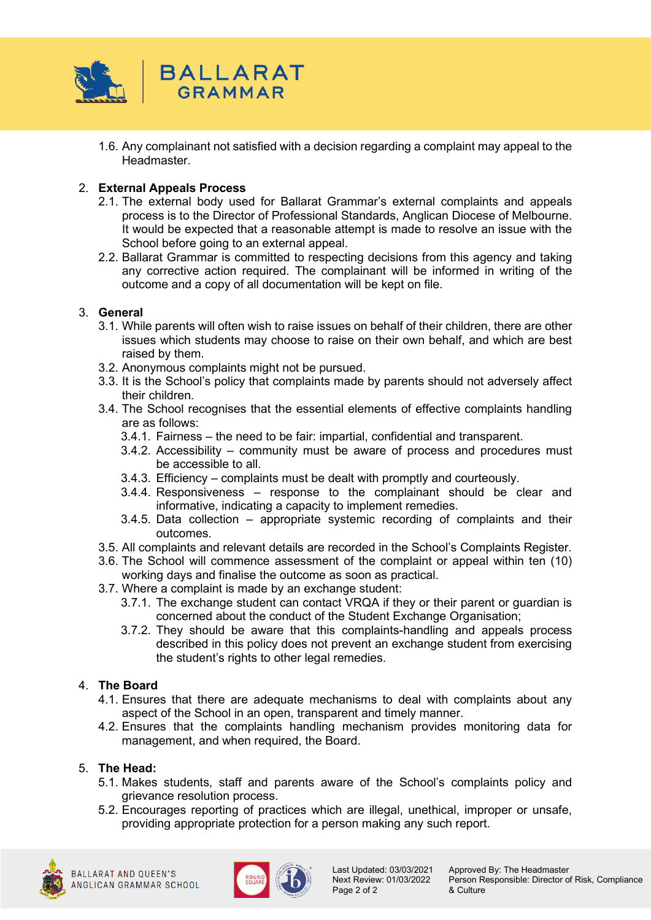1.6. Any complainant not satisfied with a decision regarding a complaint may appeal to the Headmaster.

2. **External Appeals Process**
   2.1. The external body used for Ballarat Grammar's external complaints and appeals process is to the Director of Professional Standards, Anglican Diocese of Melbourne. It would be expected that a reasonable attempt is made to resolve an issue with the School before going to an external appeal.
   2.2. Ballarat Grammar is committed to respecting decisions from this agency and taking any corrective action required. The complainant will be informed in writing of the outcome and a copy of all documentation will be kept on file.

3. **General**
   3.1. While parents will often wish to raise issues on behalf of their children, there are other issues which students may choose to raise on their own behalf, and which are best raised by them.
   3.2. Anonymous complaints might not be pursued.
   3.3. It is the School's policy that complaints made by parents should not adversely affect their children.
   3.4. The School recognises that the essential elements of effective complaints handling are as follows:
      3.4.1. Fairness – the need to be fair: impartial, confidential and transparent.
      3.4.2. Accessibility – community must be aware of process and procedures must be accessible to all.
      3.4.3. Efficiency – complaints must be dealt with promptly and courteously.
      3.4.4. Responsiveness – response to the complainant should be clear and informative, indicating a capacity to implement remedies.
      3.4.5. Data collection – appropriate systemic recording of complaints and their outcomes.
   3.5. All complaints and relevant details are recorded in the School's Complaints Register.
   3.6. The School will commence assessment of the complaint or appeal within ten (10) working days and finalise the outcome as soon as practical.
   3.7. Where a complaint is made by an exchange student:
      3.7.1. The exchange student can contact VRQA if they or their parent or guardian is concerned about the conduct of the Student Exchange Organisation;
      3.7.2. They should be aware that this complaints-handling and appeals process described in this policy does not prevent an exchange student from exercising the student's rights to other legal remedies.

4. **The Board**
   4.1. Ensures that there are adequate mechanisms to deal with complaints about any aspect of the School in an open, transparent and timely manner.
   4.2. Ensures that the complaints handling mechanism provides monitoring data for management, and when required, the Board.

5. **The Head:**
   5.1. Makes students, staff and parents aware of the School's complaints policy and grievance resolution process.
   5.2. Encourages reporting of practices which are illegal, unethical, improper or unsafe, providing appropriate protection for a person making any such report.

Last Updated: 03/03/2021
Next Review: 01/03/2022

Approved By: The Headmaster
Person Responsible: Director of Risk, Compliance & Culture